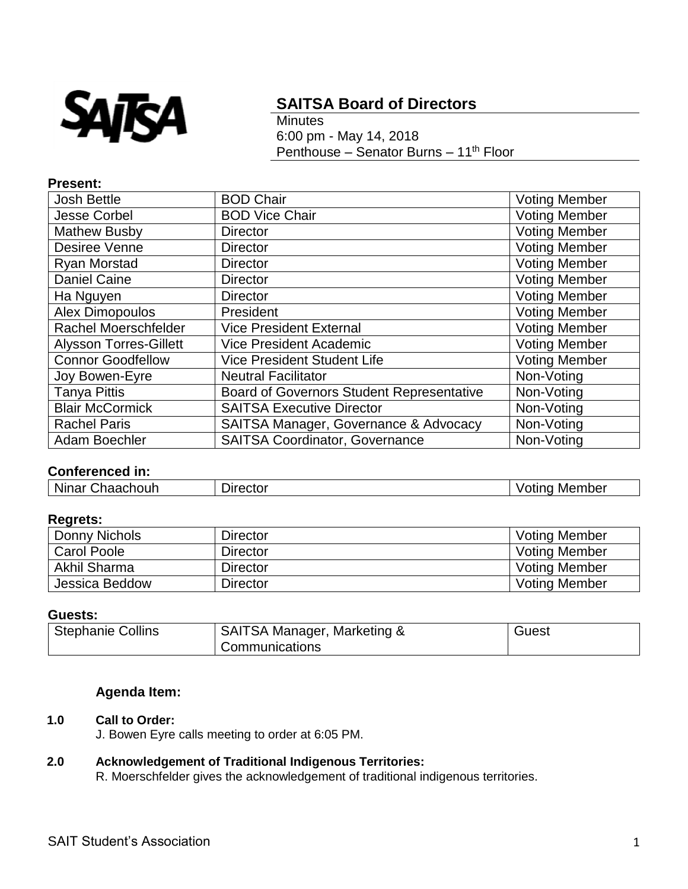SAITSA

# SAITSA Board of Directors

Minutes
6:00 pm - May 14, 2018
Penthouse – Senator Burns – 11th Floor

**Present:**

| Josh Bettle | BOD Chair | Voting Member |
|---|---|---|
| Jesse Corbel | BOD Vice Chair | Voting Member |
| Mathew Busby | Director | Voting Member |
| Desiree Venne | Director | Voting Member |
| Ryan Morstad | Director | Voting Member |
| Daniel Caine | Director | Voting Member |
| Ha Nguyen | Director | Voting Member |
| Alex Dimopoulos | President | Voting Member |
| Rachel Moerschfelder | Vice President External | Voting Member |
| Alysson Torres-Gillett | Vice President Academic | Voting Member |
| Connor Goodfellow | Vice President Student Life | Voting Member |
| Joy Bowen-Eyre | Neutral Facilitator | Non-Voting |
| Tanya Pittis | Board of Governors Student Representative | Non-Voting |
| Blair McCormick | SAITSA Executive Director | Non-Voting |
| Rachel Paris | SAITSA Manager, Governance & Advocacy | Non-Voting |
| Adam Boechler | SAITSA Coordinator, Governance | Non-Voting |

**Conferenced in:**

| Ninar Chaachouh | Director | Voting Member |
|---|---|---|

**Regrets:**

| Donny Nichols | Director | Voting Member |
|---|---|---|
| Carol Poole | Director | Voting Member |
| Akhil Sharma | Director | Voting Member |
| Jessica Beddow | Director | Voting Member |

**Guests:**

| Stephanie Collins | SAITSA Manager, Marketing & Communications | Guest |
|---|---|---|

**Agenda Item:**

**1.0 Call to Order:**
J. Bowen Eyre calls meeting to order at 6:05 PM.

**2.0 Acknowledgement of Traditional Indigenous Territories:**
R. Moerschfelder gives the acknowledgement of traditional indigenous territories.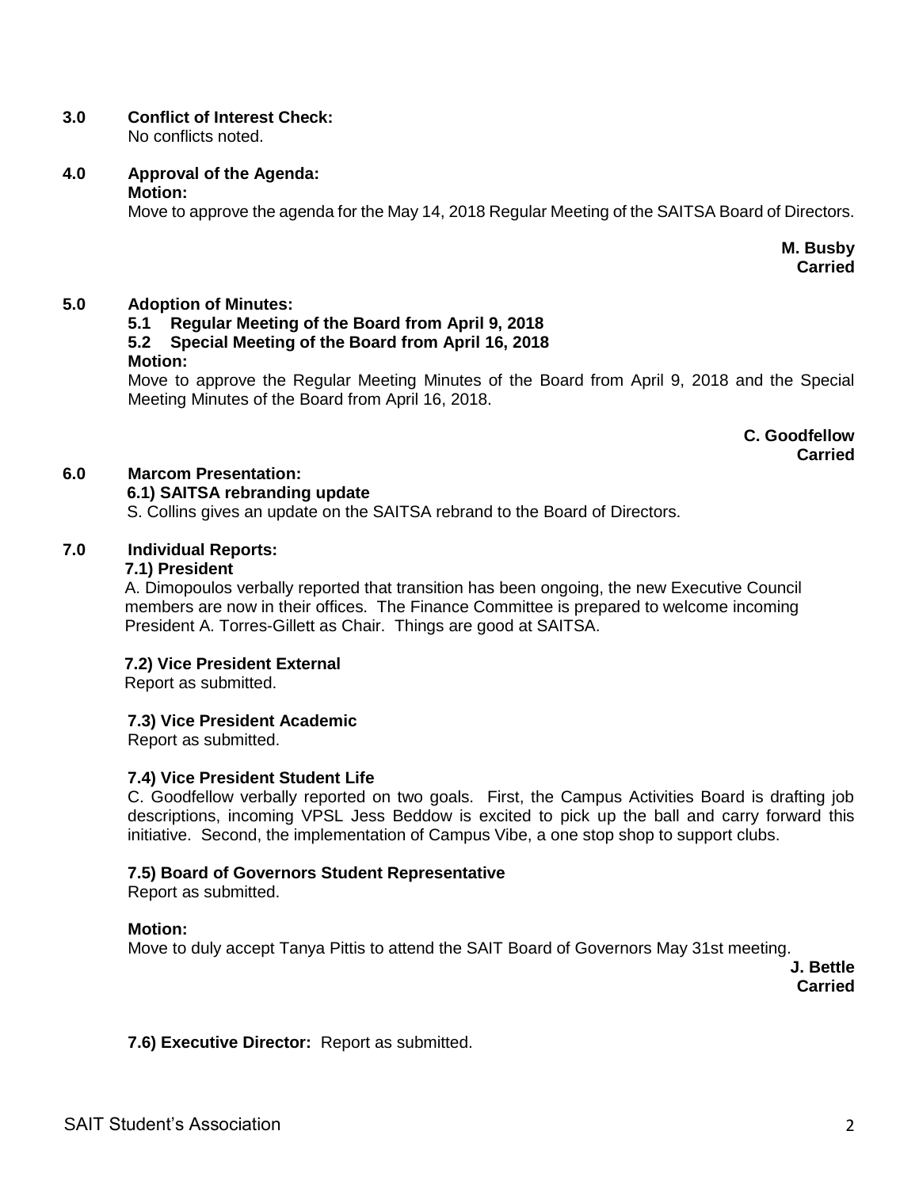**3.0 Conflict of Interest Check:**

No conflicts noted.

**4.0 Approval of the Agenda:**

**Motion:**

Move to approve the agenda for the May 14, 2018 Regular Meeting of the SAITSA Board of Directors.

**M. Busby**
**Carried**

**5.0 Adoption of Minutes:**

**5.1 Regular Meeting of the Board from April 9, 2018**

**5.2 Special Meeting of the Board from April 16, 2018**

**Motion:**

Move to approve the Regular Meeting Minutes of the Board from April 9, 2018 and the Special Meeting Minutes of the Board from April 16, 2018.

**C. Goodfellow**
**Carried**

**6.0 Marcom Presentation:**

**6.1) SAITSA rebranding update**

S. Collins gives an update on the SAITSA rebrand to the Board of Directors.

**7.0 Individual Reports:**

**7.1) President**

A. Dimopoulos verbally reported that transition has been ongoing, the new Executive Council members are now in their offices. The Finance Committee is prepared to welcome incoming President A. Torres-Gillett as Chair. Things are good at SAITSA.

**7.2) Vice President External**

Report as submitted.

**7.3) Vice President Academic**

Report as submitted.

**7.4) Vice President Student Life**

C. Goodfellow verbally reported on two goals. First, the Campus Activities Board is drafting job descriptions, incoming VPSL Jess Beddow is excited to pick up the ball and carry forward this initiative. Second, the implementation of Campus Vibe, a one stop shop to support clubs.

**7.5) Board of Governors Student Representative**

Report as submitted.

**Motion:**

Move to duly accept Tanya Pittis to attend the SAIT Board of Governors May 31st meeting.

**J. Bettle**
**Carried**

**7.6) Executive Director:** Report as submitted.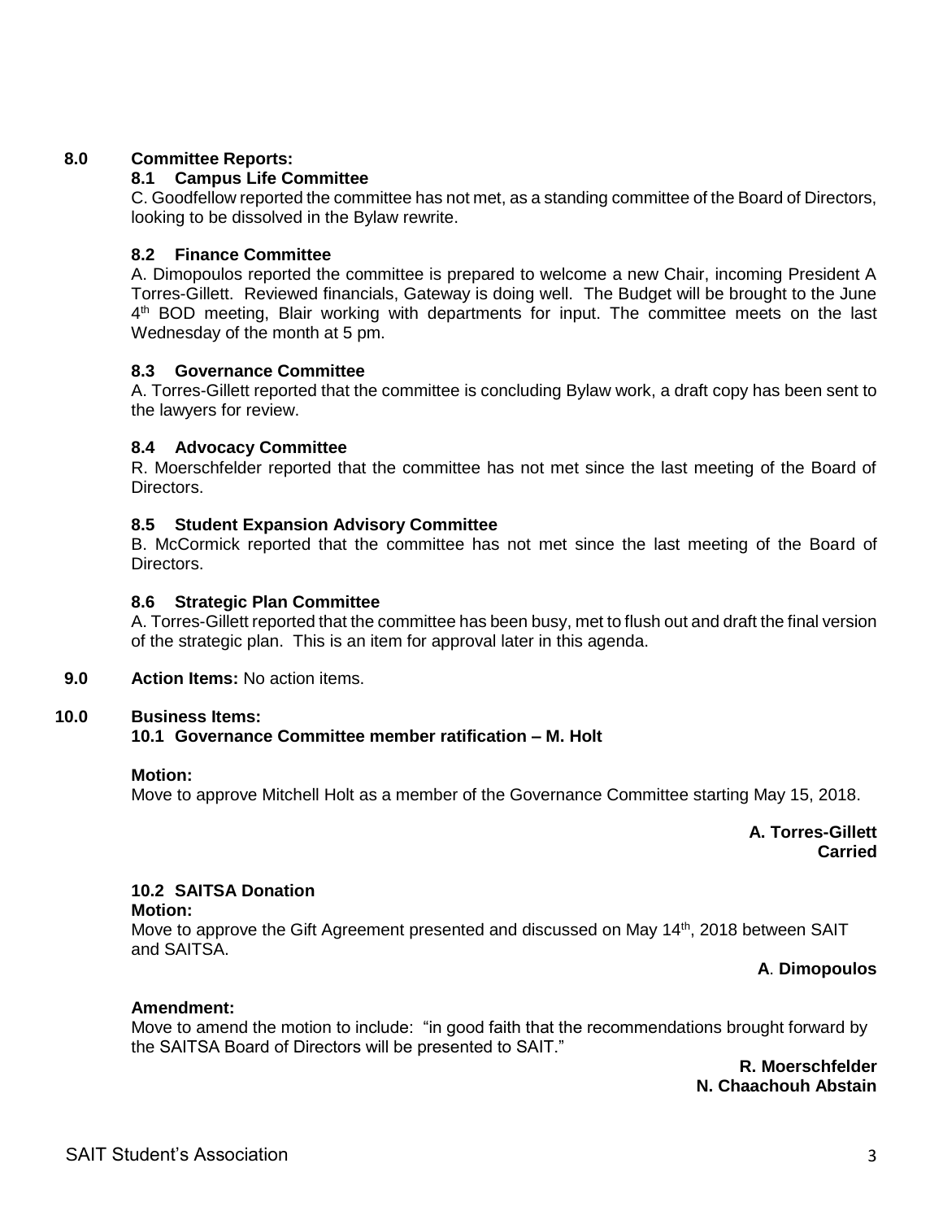## 8.0 Committee Reports:

### 8.1 Campus Life Committee

C. Goodfellow reported the committee has not met, as a standing committee of the Board of Directors, looking to be dissolved in the Bylaw rewrite.

### 8.2 Finance Committee

A. Dimopoulos reported the committee is prepared to welcome a new Chair, incoming President A Torres-Gillett. Reviewed financials, Gateway is doing well. The Budget will be brought to the June 4th BOD meeting, Blair working with departments for input. The committee meets on the last Wednesday of the month at 5 pm.

### 8.3 Governance Committee

A. Torres-Gillett reported that the committee is concluding Bylaw work, a draft copy has been sent to the lawyers for review.

### 8.4 Advocacy Committee

R. Moerschfelder reported that the committee has not met since the last meeting of the Board of Directors.

### 8.5 Student Expansion Advisory Committee

B. McCormick reported that the committee has not met since the last meeting of the Board of Directors.

### 8.6 Strategic Plan Committee

A. Torres-Gillett reported that the committee has been busy, met to flush out and draft the final version of the strategic plan. This is an item for approval later in this agenda.

## 9.0 Action Items: No action items.

## 10.0 Business Items:

### 10.1 Governance Committee member ratification – M. Holt

**Motion:**

Move to approve Mitchell Holt as a member of the Governance Committee starting May 15, 2018.

**A. Torres-Gillett**
**Carried**

### 10.2 SAITSA Donation

**Motion:**

Move to approve the Gift Agreement presented and discussed on May 14th, 2018 between SAIT and SAITSA.

**A. Dimopoulos**

**Amendment:**

Move to amend the motion to include: "in good faith that the recommendations brought forward by the SAITSA Board of Directors will be presented to SAIT."

**R. Moerschfelder**
**N. Chaachouh Abstain**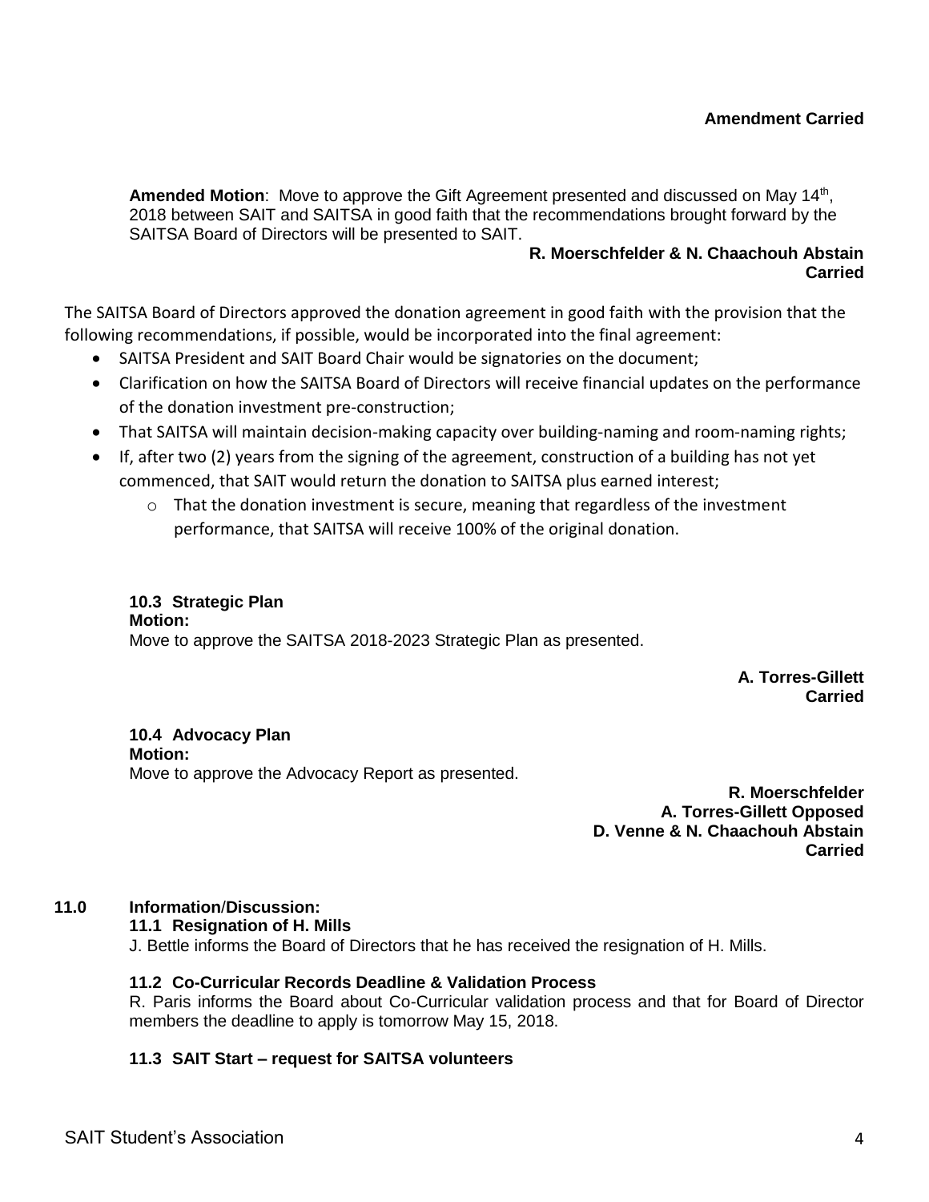**Amendment Carried**

**Amended Motion**: Move to approve the Gift Agreement presented and discussed on May 14th, 2018 between SAIT and SAITSA in good faith that the recommendations brought forward by the SAITSA Board of Directors will be presented to SAIT.

**R. Moerschfelder & N. Chaachouh Abstain**
**Carried**

The SAITSA Board of Directors approved the donation agreement in good faith with the provision that the following recommendations, if possible, would be incorporated into the final agreement:

- SAITSA President and SAIT Board Chair would be signatories on the document;
- Clarification on how the SAITSA Board of Directors will receive financial updates on the performance of the donation investment pre-construction;
- That SAITSA will maintain decision-making capacity over building-naming and room-naming rights;
- If, after two (2) years from the signing of the agreement, construction of a building has not yet commenced, that SAIT would return the donation to SAITSA plus earned interest;
  - That the donation investment is secure, meaning that regardless of the investment performance, that SAITSA will receive 100% of the original donation.

**10.3 Strategic Plan**
**Motion:**
Move to approve the SAITSA 2018-2023 Strategic Plan as presented.

**A. Torres-Gillett**
**Carried**

**10.4 Advocacy Plan**
**Motion:**
Move to approve the Advocacy Report as presented.

**R. Moerschfelder**
**A. Torres-Gillett Opposed**
**D. Venne & N. Chaachouh Abstain**
**Carried**

## 11.0 Information/Discussion:

**11.1 Resignation of H. Mills**
J. Bettle informs the Board of Directors that he has received the resignation of H. Mills.

**11.2 Co-Curricular Records Deadline & Validation Process**
R. Paris informs the Board about Co-Curricular validation process and that for Board of Director members the deadline to apply is tomorrow May 15, 2018.

**11.3 SAIT Start – request for SAITSA volunteers**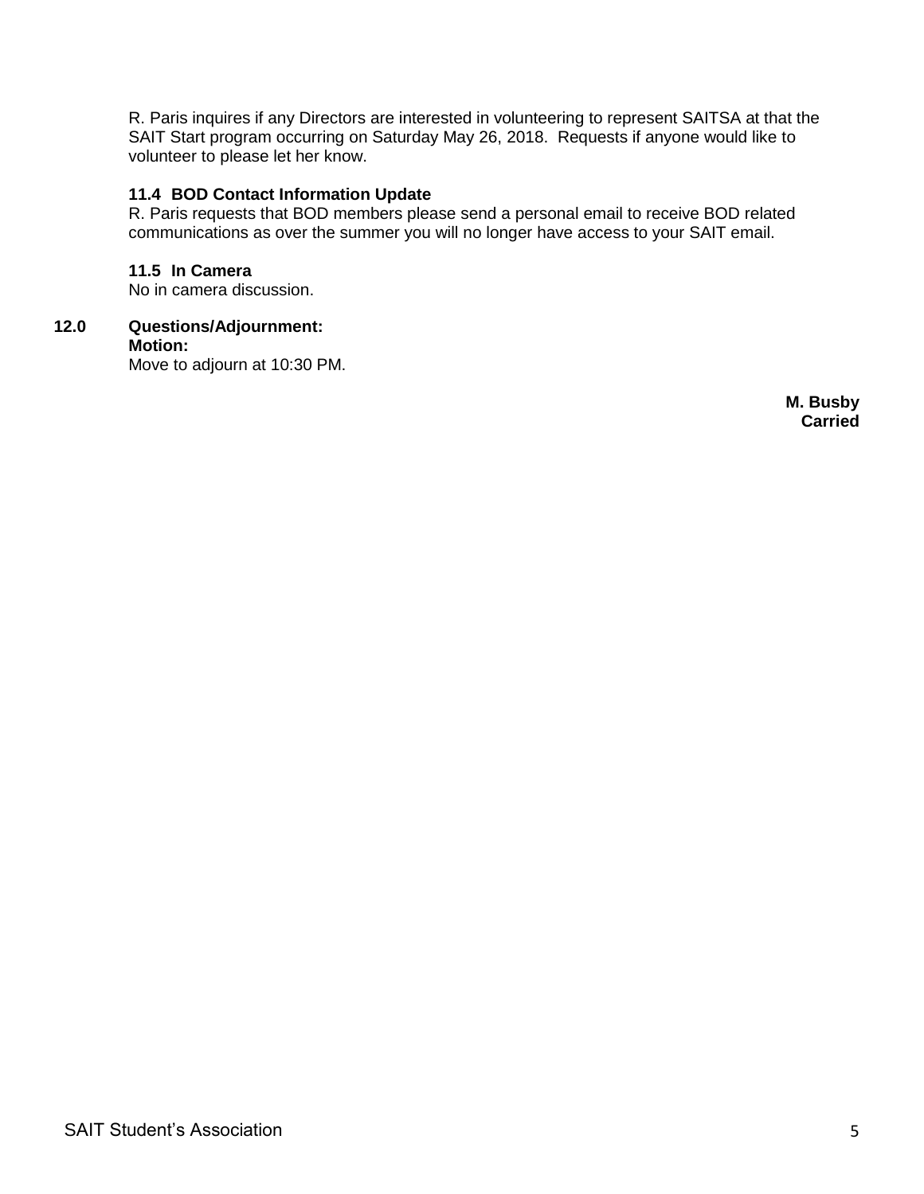R. Paris inquires if any Directors are interested in volunteering to represent SAITSA at that the SAIT Start program occurring on Saturday May 26, 2018. Requests if anyone would like to volunteer to please let her know.

**11.4 BOD Contact Information Update**

R. Paris requests that BOD members please send a personal email to receive BOD related communications as over the summer you will no longer have access to your SAIT email.

**11.5 In Camera**

No in camera discussion.

**12.0 Questions/Adjournment:**

**Motion:**

Move to adjourn at 10:30 PM.

**M. Busby**
**Carried**